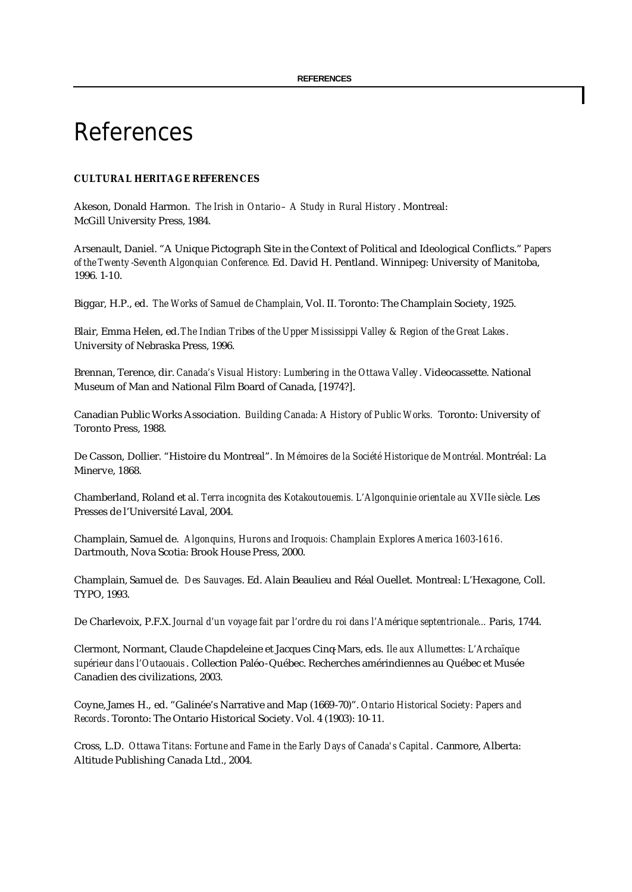# References

**CULTURAL HERITAGE REFERENCES**

Akeson, Donald Harmon. *The Irish in Ontario – A Study in Rural History*. Montreal: McGill University Press, 1984.

Arsenault, Daniel. "A Unique Pictograph Site in the Context of Political and Ideological Conflicts." *Papers of the Twenty-Seventh Algonquian Conference.* Ed. David H. Pentland. Winnipeg: University of Manitoba, 1996. 1-10.

Biggar, H.P., ed. *The Works of Samuel de Champlain*, Vol. II. Toronto: The Champlain Society, 1925.

Blair, Emma Helen, ed. *The Indian Tribes of the Upper Mississippi Valley & Region of the Great Lakes*. University of Nebraska Press, 1996.

Brennan, Terence, dir. *Canada's Visual History: Lumbering in the Ottawa Valley*. Videocassette. National Museum of Man and National Film Board of Canada, [1974?].

Canadian Public Works Association. *Building Canada: A History of Public Works.* Toronto: University of Toronto Press, 1988.

De Casson, Dollier. "Histoire du Montreal". In *Mémoires de la Société Historique de Montréal.* Montréal: La Minerve, 1868.

Chamberland, Roland et al. *Terra incognita des Kotakoutouemis. L'Algonquinie orientale au XVIIe siècle.* Les Presses de l'Université Laval, 2004.

Champlain, Samuel de. *Algonquins, Hurons and Iroquois: Champlain Explores America 1603-1616.* Dartmouth, Nova Scotia: Brook House Press, 2000.

Champlain, Samuel de. *Des Sauvages*. Ed. Alain Beaulieu and Réal Ouellet. Montreal: L'Hexagone, Coll. TYPO, 1993.

De Charlevoix, P.F.X. *Journal d'un voyage fait par l'ordre du roi dans l'Amérique septentrionale...* Paris, 1744.

Clermont, Normant, Claude Chapdeleine et Jacques Cinq-Mars, eds. *Ile aux Allumettes: L'Archaïque supérieur dans l'Outaouais*. Collection Paléo-Québec. Recherches amérindiennes au Québec et Musée Canadien des civilizations, 2003.

Coyne, James H., ed. "Galinée's Narrative and Map (1669-70)". *Ontario Historical Society: Papers and Records*. Toronto: The Ontario Historical Society. Vol. 4 (1903): 10-11.

Cross, L.D. *Ottawa Titans: Fortune and Fame in the Early Days of Canada's Capital*. Canmore, Alberta: Altitude Publishing Canada Ltd., 2004.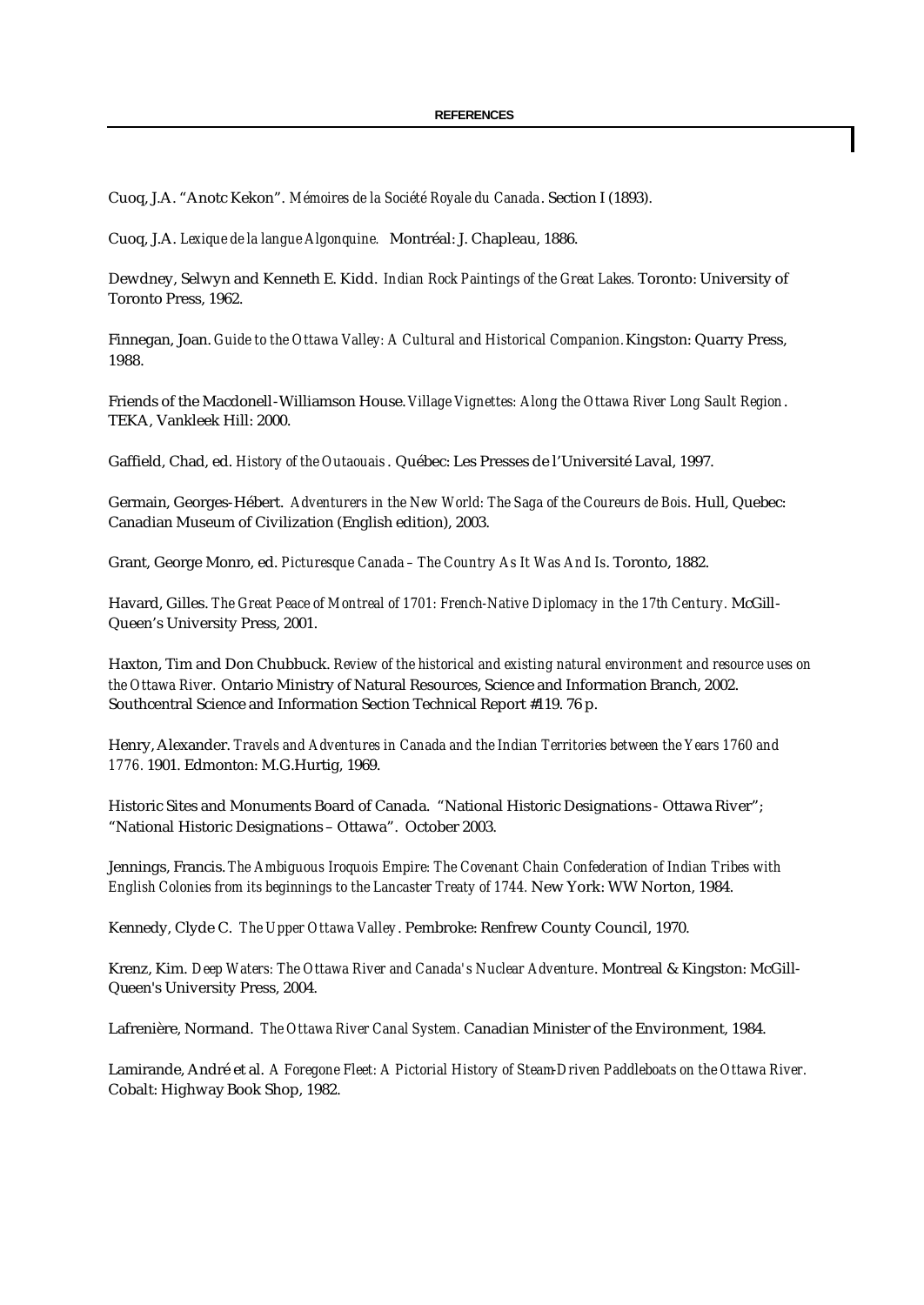**REFERENCES**

Cuoq, J.A. "Anotc Kekon". *Mémoires de la Société Royale du Canada*. Section I (1893).

Cuoq, J.A. *Lexique de la langue Algonquine.* Montréal: J. Chapleau, 1886.

Dewdney, Selwyn and Kenneth E. Kidd. *Indian Rock Paintings of the Great Lakes.* Toronto: University of Toronto Press, 1962.

Finnegan, Joan. *Guide to the Ottawa Valley: A Cultural and Historical Companion.* Kingston: Quarry Press, 1988.

Friends of the Macdonell-Williamson House. *Village Vignettes: Along the Ottawa River Long Sault Region*. TEKA, Vankleek Hill: 2000.

Gaffield, Chad, ed. *History of the Outaouais*. Québec: Les Presses de l'Université Laval, 1997.

Germain, Georges-Hébert. *Adventurers in the New World: The Saga of the Coureurs de Bois*. Hull, Quebec: Canadian Museum of Civilization (English edition), 2003.

Grant, George Monro, ed. *Picturesque Canada – The Country As It Was And Is*. Toronto, 1882.

Havard, Gilles. *The Great Peace of Montreal of 1701: French-Native Diplomacy in the 17th Century.* McGill-Queen's University Press, 2001.

Haxton, Tim and Don Chubbuck. *Review of the historical and existing natural environment and resource uses on the Ottawa River.* Ontario Ministry of Natural Resources, Science and Information Branch, 2002. Southcentral Science and Information Section Technical Report #119. 76 p.

Henry, Alexander. *Travels and Adventures in Canada and the Indian Territories between the Years 1760 and 1776*. 1901. Edmonton: M.G.Hurtig, 1969.

Historic Sites and Monuments Board of Canada. "National Historic Designations - Ottawa River"; "National Historic Designations – Ottawa". October 2003.

Jennings, Francis. *The Ambiguous Iroquois Empire: The Covenant Chain Confederation of Indian Tribes with English Colonies from its beginnings to the Lancaster Treaty of 1744.* New York: WW Norton, 1984.

Kennedy, Clyde C. *The Upper Ottawa Valley*. Pembroke: Renfrew County Council, 1970.

Krenz, Kim. *Deep Waters: The Ottawa River and Canada's Nuclear Adventure*. Montreal & Kingston: McGill-Queen's University Press, 2004.

Lafrenière, Normand. *The Ottawa River Canal System.* Canadian Minister of the Environment, 1984.

Lamirande, André et al. *A Foregone Fleet: A Pictorial History of Steam-Driven Paddleboats on the Ottawa River.* Cobalt: Highway Book Shop, 1982.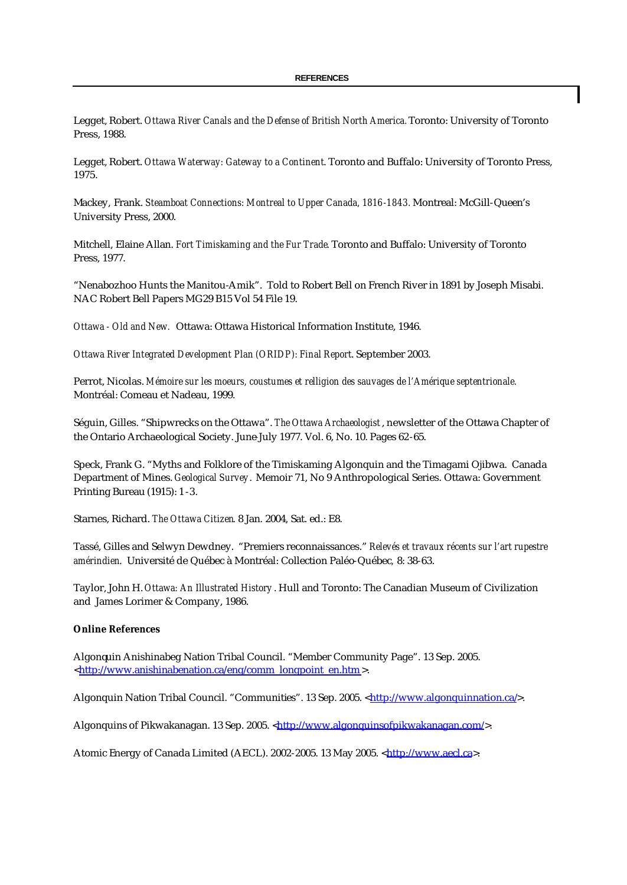Legget, Robert. *Ottawa River Canals and the Defense of British North America.* Toronto: University of Toronto Press, 1988.

Legget, Robert. *Ottawa Waterway: Gateway to a Continent.* Toronto and Buffalo: University of Toronto Press, 1975.

Mackey, Frank. *Steamboat Connections: Montreal to Upper Canada, 1816-1843.* Montreal: McGill-Queen's University Press, 2000.

Mitchell, Elaine Allan. *Fort Timiskaming and the Fur Trade.* Toronto and Buffalo: University of Toronto Press, 1977.

"Nenabozhoo Hunts the Manitou-Amik". Told to Robert Bell on French River in 1891 by Joseph Misabi. NAC Robert Bell Papers MG29 B15 Vol 54 File 19.

*Ottawa - Old and New.* Ottawa: Ottawa Historical Information Institute, 1946.

*Ottawa River Integrated Development Plan (ORIDP): Final Report.* September 2003.

Perrot, Nicolas. *Mémoire sur les moeurs, coustumes et relligion des sauvages de l'Amérique septentrionale.* Montréal: Comeau et Nadeau, 1999.

Séguin, Gilles. "Shipwrecks on the Ottawa". *The Ottawa Archaeologist*, newsletter of the Ottawa Chapter of the Ontario Archaeological Society. June-July 1977. Vol. 6, No. 10. Pages 62-65.

Speck, Frank G. "Myths and Folklore of the Timiskaming Algonquin and the Timagami Ojibwa. Canada Department of Mines. *Geological Survey*. Memoir 71, No 9 Anthropological Series. Ottawa: Government Printing Bureau (1915): 1-3.

Starnes, Richard. *The Ottawa Citizen.* 8 Jan. 2004, Sat. ed.: E8.

Tassé, Gilles and Selwyn Dewdney. "Premiers reconnaissances." *Relevés et travaux récents sur l'art rupestre amérindien.* Université de Québec à Montréal: Collection Paléo-Québec, 8: 38-63.

Taylor, John H. *Ottawa: An Illustrated History*. Hull and Toronto: The Canadian Museum of Civilization and James Lorimer & Company, 1986.

**Online References**

Algonquin Anishinabeg Nation Tribal Council. "Member Community Page". 13 Sep. 2005. <http://www.anishinabenation.ca/eng/comm_longpoint_en.htm>.

Algonquin Nation Tribal Council. "Communities". 13 Sep. 2005. <http://www.algonquinnation.ca/>.

Algonquins of Pikwakanagan. 13 Sep. 2005. <http://www.algonquinsofpikwakanagan.com/>.

Atomic Energy of Canada Limited (AECL). 2002-2005. 13 May 2005. <http://www.aecl.ca>.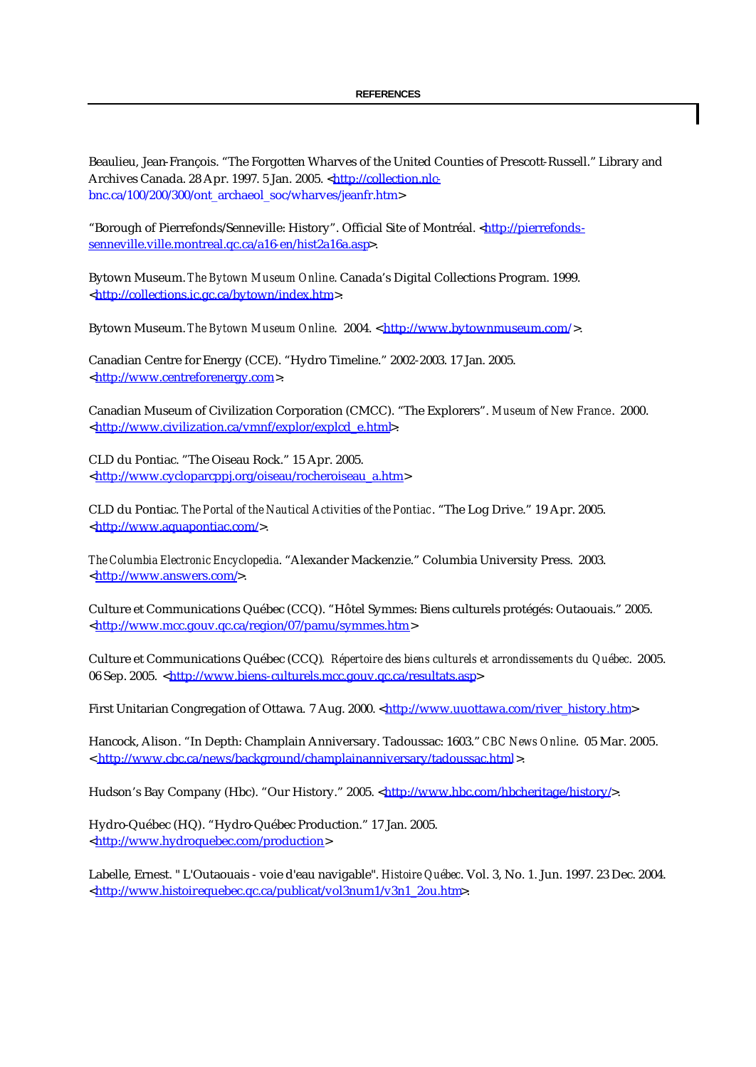**REFERENCES**

Beaulieu, Jean-François. “The Forgotten Wharves of the United Counties of Prescott-Russell.” Library and Archives Canada. 28 Apr. 1997. 5 Jan. 2005. <http://collection.nlc-bnc.ca/100/200/300/ont_archaeol_soc/wharves/jeanfr.htm>

“Borough of Pierrefonds/Senneville: History”. Official Site of Montréal. <http://pierrefonds-senneville.ville.montreal.qc.ca/a16-en/hist2a16a.asp>.

Bytown Museum. *The Bytown Museum Online*. Canada’s Digital Collections Program. 1999. <http://collections.ic.gc.ca/bytown/index.htm>.

Bytown Museum. *The Bytown Museum Online*. 2004. <http://www.bytownmuseum.com/>.

Canadian Centre for Energy (CCE). “Hydro Timeline.” 2002-2003. 17 Jan. 2005. <http://www.centreforenergy.com>.

Canadian Museum of Civilization Corporation (CMCC). “The Explorers”. *Museum of New France*. 2000. <http://www.civilization.ca/vmnf/explor/explcd_e.html>.

CLD du Pontiac. ”The Oiseau Rock.” 15 Apr. 2005. <http://www.cycloparcppj.org/oiseau/rocheroiseau_a.htm>

CLD du Pontiac. *The Portal of the Nautical Activities of the Pontiac*. “The Log Drive.” 19 Apr. 2005. <http://www.aquapontiac.com/>.

*The Columbia Electronic Encyclopedia*. “Alexander Mackenzie.” Columbia University Press. 2003. <http://www.answers.com/>.

Culture et Communications Québec (CCQ). “Hôtel Symmes: Biens culturels protégés: Outaouais.” 2005. <http://www.mcc.gouv.qc.ca/region/07/pamu/symmes.htm>

Culture et Communications Québec (CCQ). *Répertoire des biens culturels et arrondissements du Québec*. 2005. 06 Sep. 2005. <http://www.biens-culturels.mcc.gouv.qc.ca/resultats.asp>

First Unitarian Congregation of Ottawa. 7 Aug. 2000. <http://www.uuottawa.com/river_history.htm>

Hancock, Alison. “In Depth: Champlain Anniversary. Tadoussac: 1603.” *CBC News Online*. 05 Mar. 2005. <http://www.cbc.ca/news/background/champlainanniversary/tadoussac.html>.

Hudson’s Bay Company (Hbc). “Our History.” 2005. <http://www.hbc.com/hbcheritage/history/>.

Hydro-Québec (HQ). “Hydro-Québec Production.” 17 Jan. 2005. <http://www.hydroquebec.com/production>

Labelle, Ernest. " L'Outaouais - voie d'eau navigable". *Histoire Québec*. Vol. 3, No. 1. Jun. 1997. 23 Dec. 2004. <http://www.histoirequebec.qc.ca/publicat/vol3num1/v3n1_2ou.htm>.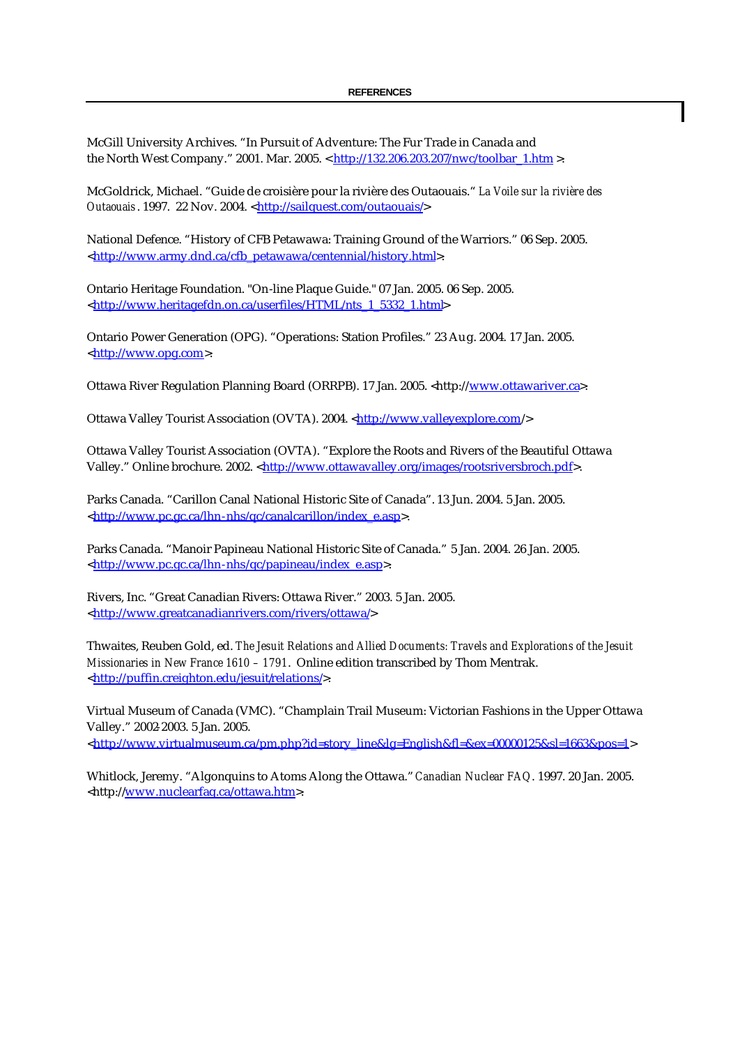**REFERENCES**

McGill University Archives. "In Pursuit of Adventure: The Fur Trade in Canada and the North West Company." 2001. Mar. 2005. <http://132.206.203.207/nwc/toolbar_1.htm >.

McGoldrick, Michael. "Guide de croisière pour la rivière des Outaouais." *La Voile sur la rivière des Outaouais*. 1997. 22 Nov. 2004. <http://sailquest.com/outaouais/>

National Defence. "History of CFB Petawawa: Training Ground of the Warriors." 06 Sep. 2005. <http://www.army.dnd.ca/cfb_petawawa/centennial/history.html>.

Ontario Heritage Foundation. "On-line Plaque Guide." 07 Jan. 2005. 06 Sep. 2005. <http://www.heritagefdn.on.ca/userfiles/HTML/nts_1_5332_1.html>

Ontario Power Generation (OPG). "Operations: Station Profiles." 23 Aug. 2004. 17 Jan. 2005. <http://www.opg.com>.

Ottawa River Regulation Planning Board (ORRPB). 17 Jan. 2005. <http://www.ottawariver.ca>.

Ottawa Valley Tourist Association (OVTA). 2004. <http://www.valleyexplore.com/>

Ottawa Valley Tourist Association (OVTA). "Explore the Roots and Rivers of the Beautiful Ottawa Valley." Online brochure. 2002. <http://www.ottawavalley.org/images/rootsriversbroch.pdf>.

Parks Canada. "Carillon Canal National Historic Site of Canada". 13 Jun. 2004. 5 Jan. 2005. <http://www.pc.gc.ca/lhn-nhs/qc/canalcarillon/index_e.asp>.

Parks Canada. "Manoir Papineau National Historic Site of Canada." 5 Jan. 2004. 26 Jan. 2005. <http://www.pc.gc.ca/lhn-nhs/qc/papineau/index_e.asp>.

Rivers, Inc. "Great Canadian Rivers: Ottawa River." 2003. 5 Jan. 2005. <http://www.greatcanadianrivers.com/rivers/ottawa/>

Thwaites, Reuben Gold, ed. *The Jesuit Relations and Allied Documents: Travels and Explorations of the Jesuit Missionaries in New France 1610 – 1791*. Online edition transcribed by Thom Mentrak. <http://puffin.creighton.edu/jesuit/relations/>.

Virtual Museum of Canada (VMC). "Champlain Trail Museum: Victorian Fashions in the Upper Ottawa Valley." 2002-2003. 5 Jan. 2005. <http://www.virtualmuseum.ca/pm.php?id=story_line&lg=English&fl=&ex=00000125&sl=1663&pos=1>

Whitlock, Jeremy. "Algonquins to Atoms Along the Ottawa." *Canadian Nuclear FAQ*. 1997. 20 Jan. 2005. <http://www.nuclearfaq.ca/ottawa.htm>.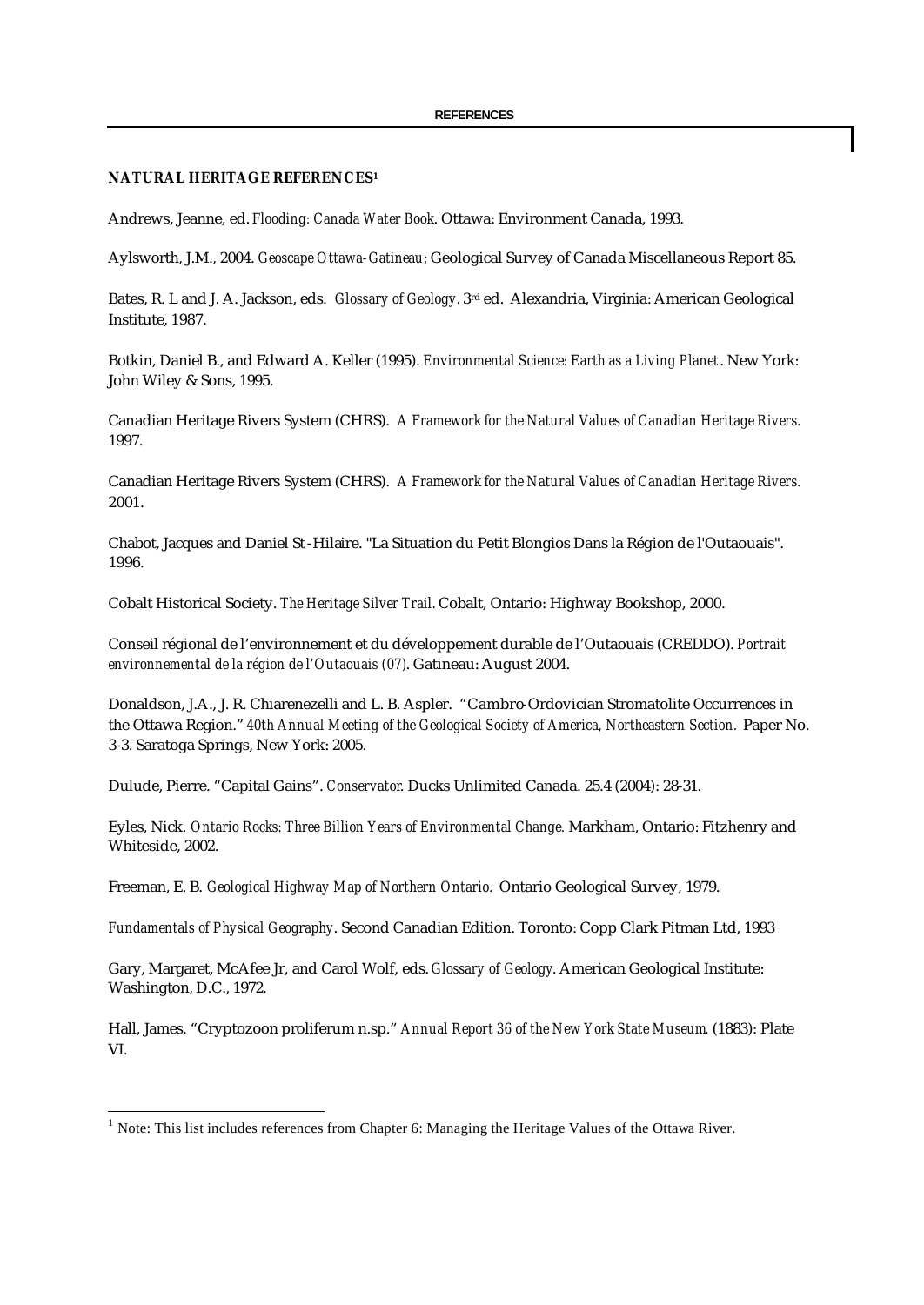## NATURAL HERITAGE REFERENCES[1]

Andrews, Jeanne, ed. *Flooding: Canada Water Book*. Ottawa: Environment Canada, 1993.

Aylsworth, J.M., 2004. *Geoscape Ottawa-Gatineau*; Geological Survey of Canada Miscellaneous Report 85.

Bates, R. L and J. A. Jackson, eds. *Glossary of Geology*. 3rd ed. Alexandria, Virginia: American Geological Institute, 1987.

Botkin, Daniel B., and Edward A. Keller (1995). *Environmental Science: Earth as a Living Planet*. New York: John Wiley & Sons, 1995.

Canadian Heritage Rivers System (CHRS). *A Framework for the Natural Values of Canadian Heritage Rivers.* 1997.

Canadian Heritage Rivers System (CHRS). *A Framework for the Natural Values of Canadian Heritage Rivers.* 2001.

Chabot, Jacques and Daniel St-Hilaire. "La Situation du Petit Blongios Dans la Région de l'Outaouais". 1996.

Cobalt Historical Society. *The Heritage Silver Trail.* Cobalt, Ontario: Highway Bookshop, 2000.

Conseil régional de l'environnement et du développement durable de l'Outaouais (CREDDO). *Portrait environnemental de la région de l'Outaouais (07)*. Gatineau: August 2004.

Donaldson, J.A., J. R. Chiarenezelli and L. B. Aspler. "Cambro-Ordovician Stromatolite Occurrences in the Ottawa Region." *40th Annual Meeting of the Geological Society of America, Northeastern Section.* Paper No. 3-3. Saratoga Springs, New York: 2005.

Dulude, Pierre. "Capital Gains". *Conservator.* Ducks Unlimited Canada. 25.4 (2004): 28-31.

Eyles, Nick. *Ontario Rocks: Three Billion Years of Environmental Change.* Markham, Ontario: Fitzhenry and Whiteside, 2002.

Freeman, E. B. *Geological Highway Map of Northern Ontario.* Ontario Geological Survey, 1979.

*Fundamentals of Physical Geography*. Second Canadian Edition. Toronto: Copp Clark Pitman Ltd, 1993

Gary, Margaret, McAfee Jr, and Carol Wolf, eds. *Glossary of Geology*. American Geological Institute: Washington, D.C., 1972.

Hall, James. "Cryptozoon proliferum n.sp." *Annual Report 36 of the New York State Museum.* (1883): Plate VI.

---

[1] Note: This list includes references from Chapter 6: Managing the Heritage Values of the Ottawa River.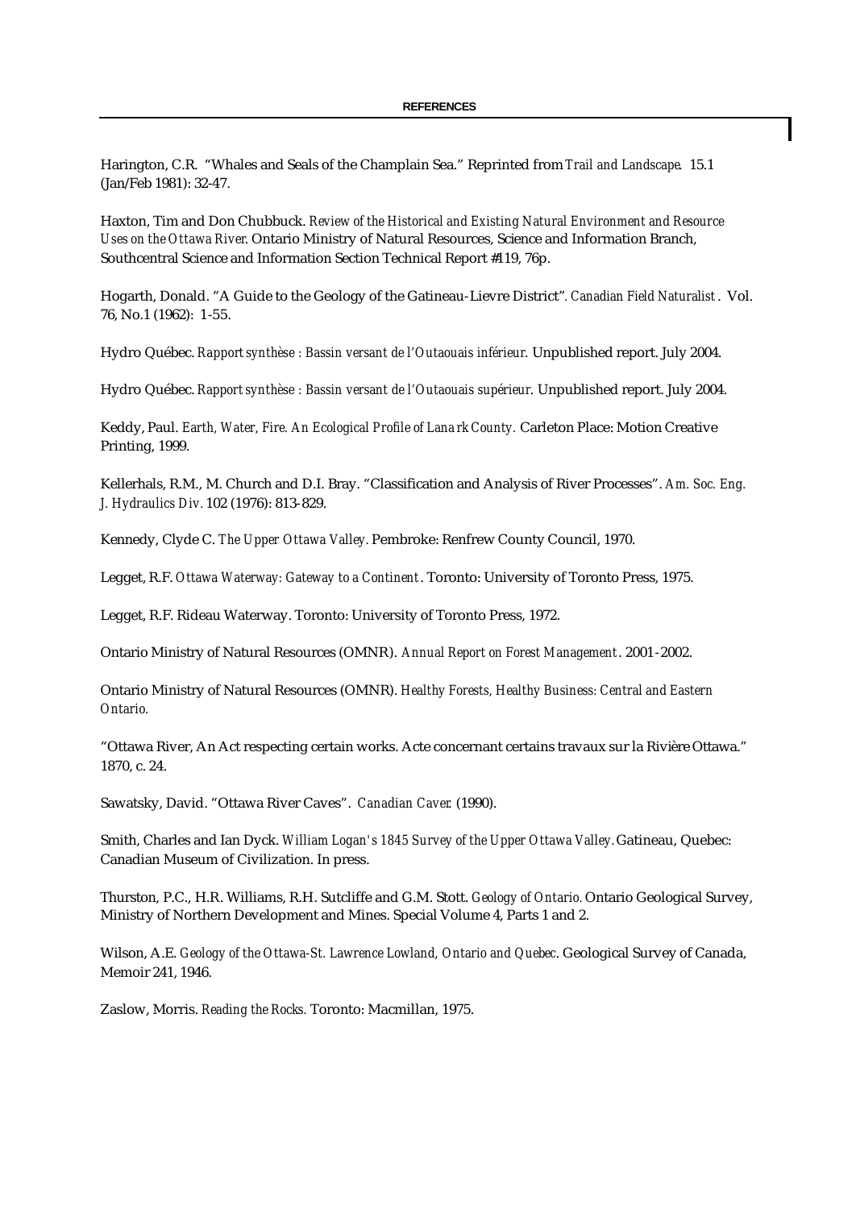Harington, C.R. "Whales and Seals of the Champlain Sea." Reprinted from *Trail and Landscape*. 15.1 (Jan/Feb 1981): 32-47.

Haxton, Tim and Don Chubbuck. *Review of the Historical and Existing Natural Environment and Resource Uses on the Ottawa River*. Ontario Ministry of Natural Resources, Science and Information Branch, Southcentral Science and Information Section Technical Report #119, 76p.

Hogarth, Donald. "A Guide to the Geology of the Gatineau-Lievre District". *Canadian Field Naturalist*. Vol. 76, No.1 (1962): 1-55.

Hydro Québec. *Rapport synthèse : Bassin versant de l'Outaouais inférieur*. Unpublished report. July 2004.

Hydro Québec. *Rapport synthèse : Bassin versant de l'Outaouais supérieur*. Unpublished report. July 2004.

Keddy, Paul. *Earth, Water, Fire. An Ecological Profile of Lanark County.* Carleton Place: Motion Creative Printing, 1999.

Kellerhals, R.M., M. Church and D.I. Bray. "Classification and Analysis of River Processes". *Am. Soc. Eng. J. Hydraulics Div.* 102 (1976): 813-829.

Kennedy, Clyde C. *The Upper Ottawa Valley.* Pembroke: Renfrew County Council, 1970.

Legget, R.F. *Ottawa Waterway: Gateway to a Continent*. Toronto: University of Toronto Press, 1975.

Legget, R.F. Rideau Waterway. Toronto: University of Toronto Press, 1972.

Ontario Ministry of Natural Resources (OMNR). *Annual Report on Forest Management*. 2001-2002.

Ontario Ministry of Natural Resources (OMNR). *Healthy Forests, Healthy Business: Central and Eastern Ontario.*

"Ottawa River, An Act respecting certain works. Acte concernant certains travaux sur la Rivière Ottawa." 1870, c. 24.

Sawatsky, David. "Ottawa River Caves". *Canadian Caver.* (1990).

Smith, Charles and Ian Dyck. *William Logan's 1845 Survey of the Upper Ottawa Valley.* Gatineau, Quebec: Canadian Museum of Civilization. In press.

Thurston, P.C., H.R. Williams, R.H. Sutcliffe and G.M. Stott. *Geology of Ontario.* Ontario Geological Survey, Ministry of Northern Development and Mines. Special Volume 4, Parts 1 and 2.

Wilson, A.E. *Geology of the Ottawa-St. Lawrence Lowland, Ontario and Quebec*. Geological Survey of Canada, Memoir 241, 1946.

Zaslow, Morris. *Reading the Rocks.* Toronto: Macmillan, 1975.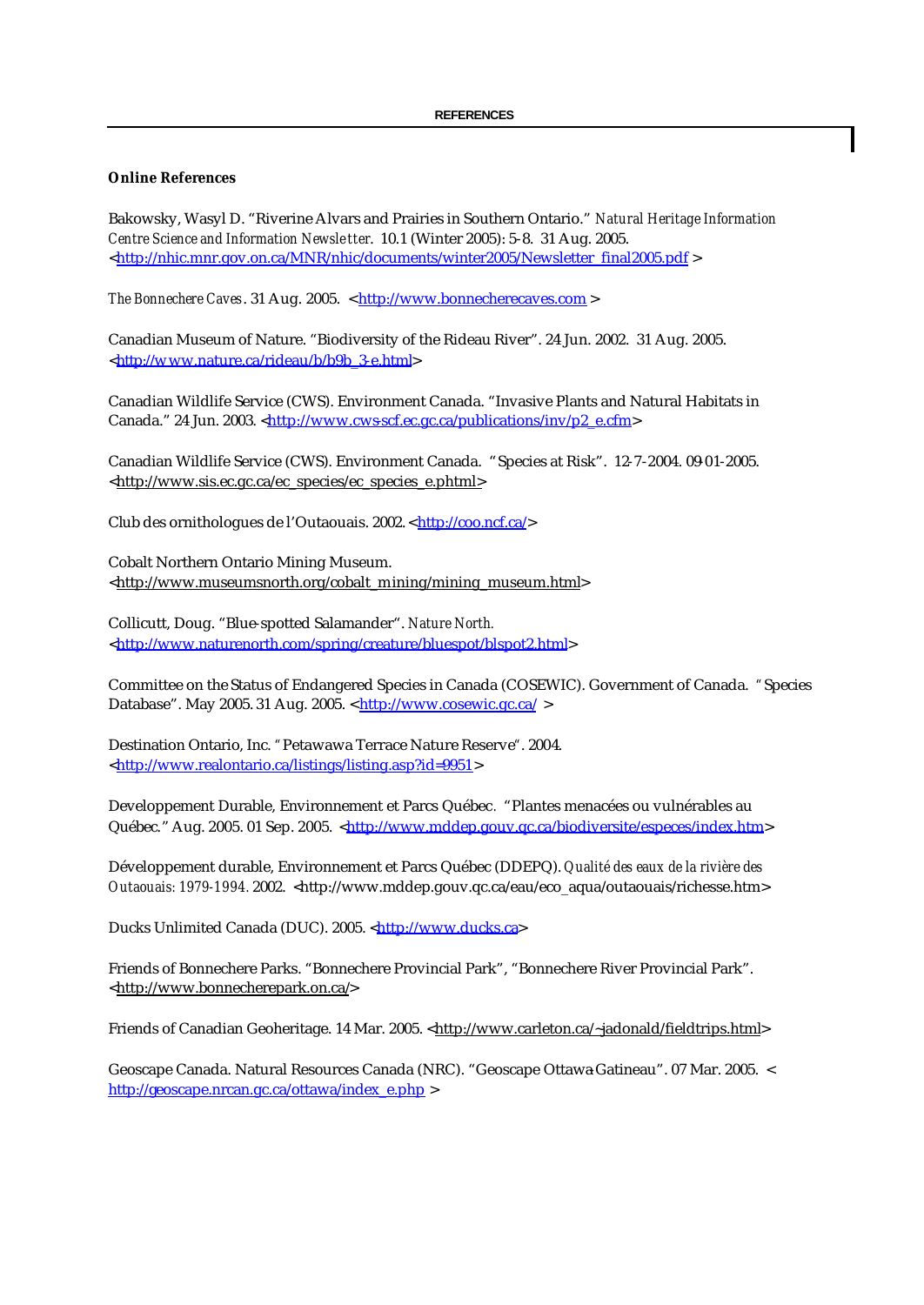**Online References**

Bakowsky, Wasyl D. "Riverine Alvars and Prairies in Southern Ontario." *Natural Heritage Information Centre Science and Information Newsletter.* 10.1 (Winter 2005): 5-8. 31 Aug. 2005. <http://nhic.mnr.gov.on.ca/MNR/nhic/documents/winter2005/Newsletter_final2005.pdf >

*The Bonnechere Caves*. 31 Aug. 2005. <http://www.bonnecherecaves.com >

Canadian Museum of Nature. "Biodiversity of the Rideau River". 24 Jun. 2002. 31 Aug. 2005. <http://www.nature.ca/rideau/b/b9b_3-e.html>

Canadian Wildlife Service (CWS). Environment Canada. "Invasive Plants and Natural Habitats in Canada." 24 Jun. 2003. <http://www.cws-scf.ec.gc.ca/publications/inv/p2_e.cfm>

Canadian Wildlife Service (CWS). Environment Canada. "Species at Risk". 12-7-2004. 09-01-2005. <http://www.sis.ec.gc.ca/ec_species/ec_species_e.phtml>

Club des ornithologues de l'Outaouais. 2002. <http://coo.ncf.ca/>

Cobalt Northern Ontario Mining Museum. <http://www.museumsnorth.org/cobalt_mining/mining_museum.html>

Collicutt, Doug. "Blue-spotted Salamander". *Nature North.* <http://www.naturenorth.com/spring/creature/bluespot/blspot2.html>

Committee on the Status of Endangered Species in Canada (COSEWIC). Government of Canada. "Species Database". May 2005. 31 Aug. 2005. <http://www.cosewic.gc.ca/ >

Destination Ontario, Inc. "Petawawa Terrace Nature Reserve". 2004. <http://www.realontario.ca/listings/listing.asp?id=9951>

Developpement Durable, Environnement et Parcs Québec. "Plantes menacées ou vulnérables au Québec." Aug. 2005. 01 Sep. 2005. <http://www.mddep.gouv.qc.ca/biodiversite/especes/index.htm>

Développement durable, Environnement et Parcs Québec (DDEPQ). *Qualité des eaux de la rivière des Outaouais: 1979-1994.* 2002. <http://www.mddep.gouv.qc.ca/eau/eco_aqua/outaouais/richesse.htm>

Ducks Unlimited Canada (DUC). 2005. <http://www.ducks.ca>

Friends of Bonnechere Parks. "Bonnechere Provincial Park", "Bonnechere River Provincial Park". <http://www.bonnecherepark.on.ca/>

Friends of Canadian Geoheritage. 14 Mar. 2005. <http://www.carleton.ca/~jadonald/fieldtrips.html>

Geoscape Canada. Natural Resources Canada (NRC). "Geoscape Ottawa-Gatineau". 07 Mar. 2005. < http://geoscape.nrcan.gc.ca/ottawa/index_e.php >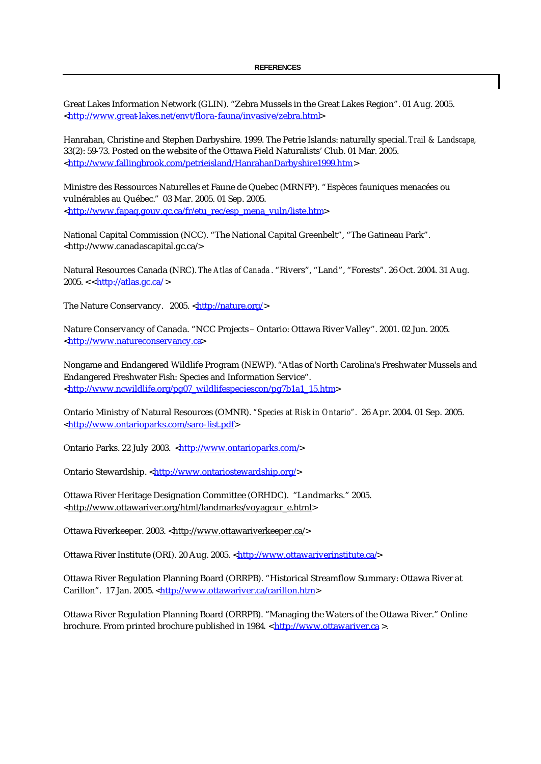**REFERENCES**

Great Lakes Information Network (GLIN). “Zebra Mussels in the Great Lakes Region”. 01 Aug. 2005. <http://www.great-lakes.net/envt/flora-fauna/invasive/zebra.html>

Hanrahan, Christine and Stephen Darbyshire. 1999. The Petrie Islands: naturally special. *Trail & Landscape,* 33(2): 59-73. Posted on the website of the Ottawa Field Naturalists’ Club. 01 Mar. 2005. <http://www.fallingbrook.com/petrieisland/HanrahanDarbyshire1999.htm>

Ministre des Ressources Naturelles et Faune de Quebec (MRNFP). “Espèces fauniques menacées ou vulnérables au Québec.” 03 Mar. 2005. 01 Sep. 2005. <http://www.fapaq.gouv.qc.ca/fr/etu_rec/esp_mena_vuln/liste.htm>

National Capital Commission (NCC). “The National Capital Greenbelt”, “The Gatineau Park”. <http://www.canadascapital.gc.ca/>

Natural Resources Canada (NRC). *The Atlas of Canada*. “Rivers”, “Land”, “Forests”. 26 Oct. 2004. 31 Aug. 2005. <<http://atlas.gc.ca/ >

The Nature Conservancy. 2005. <http://nature.org/>

Nature Conservancy of Canada. “NCC Projects – Ontario: Ottawa River Valley”. 2001. 02 Jun. 2005. <http://www.natureconservancy.ca>

Nongame and Endangered Wildlife Program (NEWP). “Atlas of North Carolina's Freshwater Mussels and Endangered Freshwater Fish: Species and Information Service“. <http://www.ncwildlife.org/pg07_wildlifespeciescon/pg7b1a1_15.htm>

Ontario Ministry of Natural Resources (OMNR). *“Species at Risk in Ontario”.* 26 Apr. 2004. 01 Sep. 2005. <http://www.ontarioparks.com/saro-list.pdf>

Ontario Parks. 22 July 2003. <http://www.ontarioparks.com/>

Ontario Stewardship. <http://www.ontariostewardship.org/>

Ottawa River Heritage Designation Committee (ORHDC). “Landmarks.” 2005. <http://www.ottawariver.org/html/landmarks/voyageur_e.html>

Ottawa Riverkeeper. 2003. <http://www.ottawariverkeeper.ca/>

Ottawa River Institute (ORI). 20 Aug. 2005. <http://www.ottawariverinstitute.ca/>

Ottawa River Regulation Planning Board (ORRPB). “Historical Streamflow Summary: Ottawa River at Carillon”. 17 Jan. 2005. <http://www.ottawariver.ca/carillon.htm>

Ottawa River Regulation Planning Board (ORRPB). “Managing the Waters of the Ottawa River.” Online brochure. From printed brochure published in 1984. <http://www.ottawariver.ca >.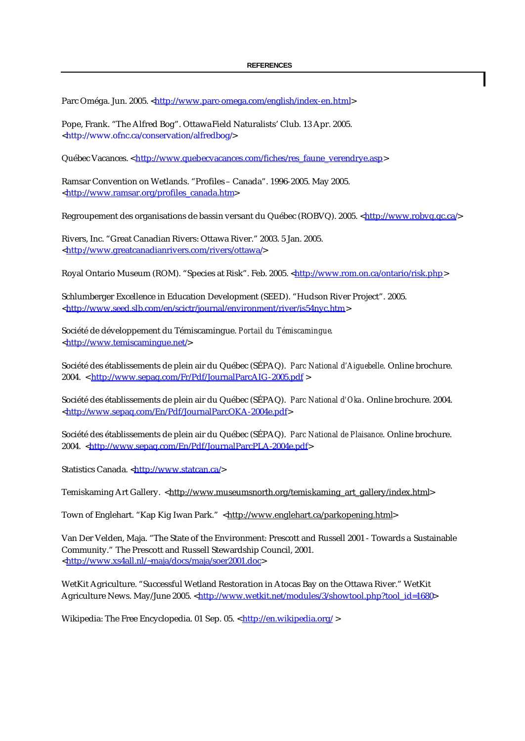## REFERENCES

Parc Oméga. Jun. 2005. <http://www.parc-omega.com/english/index-en.html>

Pope, Frank. "The Alfred Bog". Ottawa Field Naturalists' Club. 13 Apr. 2005. <http://www.ofnc.ca/conservation/alfredbog/>

Québec Vacances. <http://www.quebecvacances.com/fiches/res_faune_verendrye.asp>

Ramsar Convention on Wetlands. "Profiles – Canada". 1996-2005. May 2005. <http://www.ramsar.org/profiles_canada.htm>

Regroupement des organisations de bassin versant du Québec (ROBVQ). 2005. <http://www.robvq.qc.ca/>

Rivers, Inc. "Great Canadian Rivers: Ottawa River." 2003. 5 Jan. 2005. <http://www.greatcanadianrivers.com/rivers/ottawa/>

Royal Ontario Museum (ROM). "Species at Risk". Feb. 2005. <http://www.rom.on.ca/ontario/risk.php>

Schlumberger Excellence in Education Development (SEED). "Hudson River Project". 2005. <http://www.seed.slb.com/en/scictr/journal/environment/river/is54nyc.htm>

Société de développement du Témiscamingue. *Portail du Témiscamingue*. <http://www.temiscamingue.net/>

Société des établissements de plein air du Québec (SÉPAQ). *Parc National d'Aiguebelle*. Online brochure. 2004. <http://www.sepaq.com/Fr/Pdf/JournalParcAIG-2005.pdf >

Société des établissements de plein air du Québec (SÉPAQ). *Parc National d'Oka*. Online brochure. 2004. <http://www.sepaq.com/En/Pdf/JournalParcOKA-2004e.pdf>

Société des établissements de plein air du Québec (SÉPAQ). *Parc National de Plaisance*. Online brochure. 2004. <http://www.sepaq.com/En/Pdf/JournalParcPLA-2004e.pdf>

Statistics Canada. <http://www.statcan.ca/>

Temiskaming Art Gallery. <http://www.museumsnorth.org/temiskaming_art_gallery/index.html>

Town of Englehart. "Kap Kig Iwan Park." <http://www.englehart.ca/parkopening.html>

Van Der Velden, Maja. "The State of the Environment: Prescott and Russell 2001 - Towards a Sustainable Community." The Prescott and Russell Stewardship Council, 2001. <http://www.xs4all.nl/~maja/docs/maja/soer2001.doc>

WetKit Agriculture. "Successful Wetland Restoration in Atocas Bay on the Ottawa River." WetKit Agriculture News. May/June 2005. <http://www.wetkit.net/modules/3/showtool.php?tool_id=1680>

Wikipedia: The Free Encyclopedia. 01 Sep. 05. <http://en.wikipedia.org/ >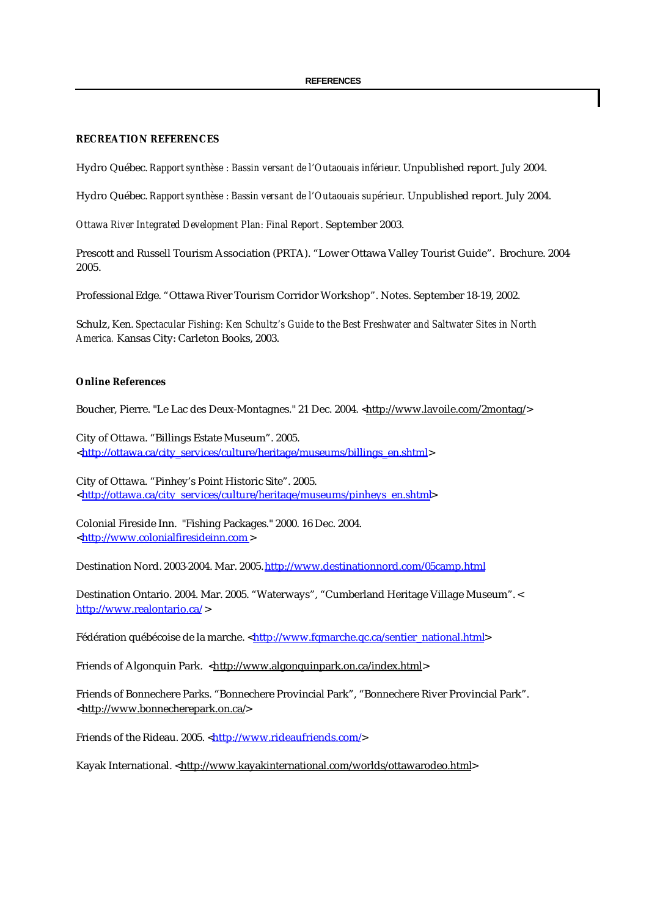**RECREATION REFERENCES**

Hydro Québec. *Rapport synthèse : Bassin versant de l'Outaouais inférieur*. Unpublished report. July 2004.

Hydro Québec. *Rapport synthèse : Bassin versant de l'Outaouais supérieur*. Unpublished report. July 2004.

*Ottawa River Integrated Development Plan: Final Report*. September 2003.

Prescott and Russell Tourism Association (PRTA). "Lower Ottawa Valley Tourist Guide". Brochure. 2004-2005.

Professional Edge. "Ottawa River Tourism Corridor Workshop". Notes. September 18-19, 2002.

Schulz, Ken. *Spectacular Fishing: Ken Schultz's Guide to the Best Freshwater and Saltwater Sites in North America.* Kansas City: Carleton Books, 2003.

**Online References**

Boucher, Pierre. "Le Lac des Deux-Montagnes." 21 Dec. 2004. <http://www.lavoile.com/2montag/>

City of Ottawa. "Billings Estate Museum". 2005. <http://ottawa.ca/city_services/culture/heritage/museums/billings_en.shtml>

City of Ottawa. "Pinhey's Point Historic Site". 2005. <http://ottawa.ca/city_services/culture/heritage/museums/pinheys_en.shtml>

Colonial Fireside Inn. "Fishing Packages." 2000. 16 Dec. 2004. <http://www.colonialfiresideinn.com >

Destination Nord. 2003-2004. Mar. 2005. http://www.destinationnord.com/05camp.html

Destination Ontario. 2004. Mar. 2005. "Waterways", "Cumberland Heritage Village Museum". < http://www.realontario.ca/ >

Fédération québécoise de la marche. <http://www.fqmarche.qc.ca/sentier_national.html>

Friends of Algonquin Park. <http://www.algonquinpark.on.ca/index.html>

Friends of Bonnechere Parks. "Bonnechere Provincial Park", "Bonnechere River Provincial Park". <http://www.bonnecherepark.on.ca/>

Friends of the Rideau. 2005. <http://www.rideaufriends.com/>

Kayak International. <http://www.kayakinternational.com/worlds/ottawarodeo.html>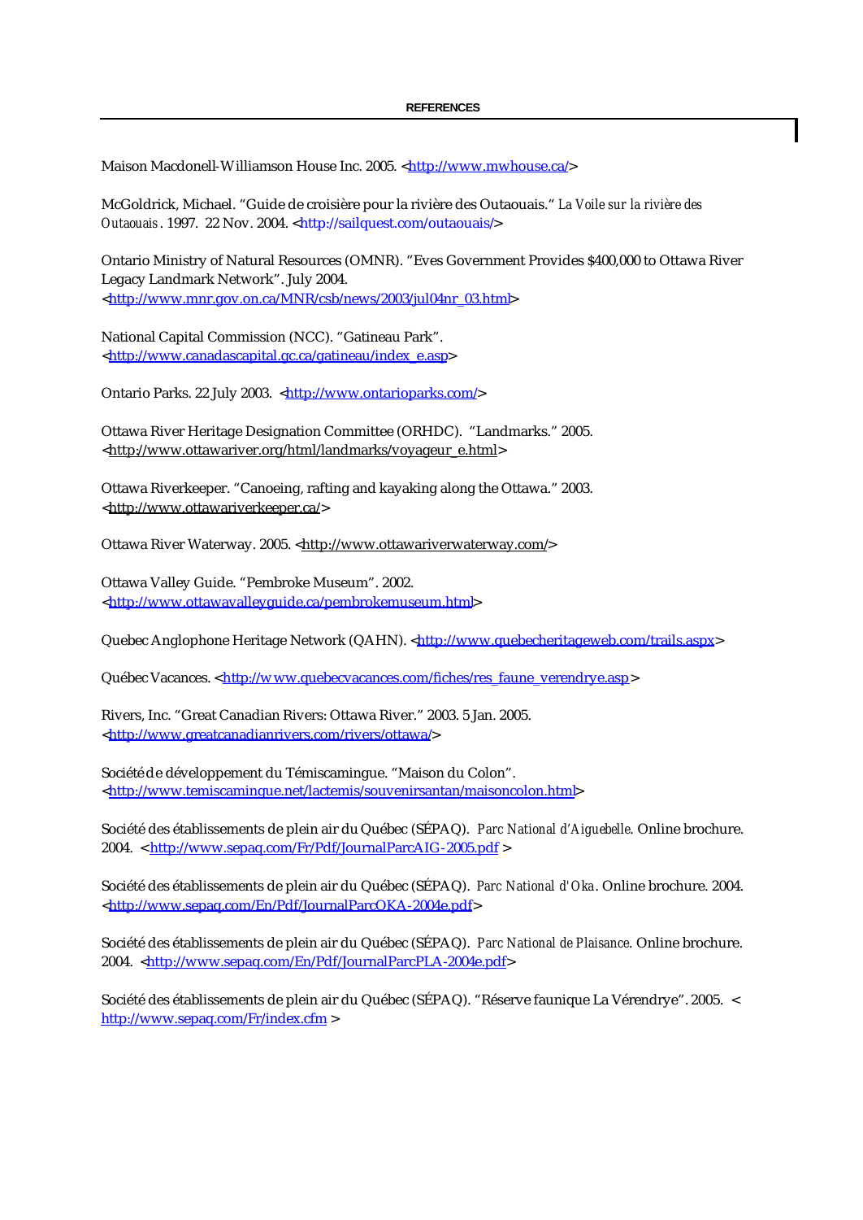**REFERENCES**

Maison Macdonell-Williamson House Inc. 2005. <http://www.mwhouse.ca/>

McGoldrick, Michael. "Guide de croisière pour la rivière des Outaouais." *La Voile sur la rivière des Outaouais*. 1997. 22 Nov. 2004. <http://sailquest.com/outaouais/>

Ontario Ministry of Natural Resources (OMNR). "Eves Government Provides $400,000 to Ottawa River Legacy Landmark Network". July 2004. <http://www.mnr.gov.on.ca/MNR/csb/news/2003/jul04nr_03.html>

National Capital Commission (NCC). "Gatineau Park". <http://www.canadascapital.gc.ca/gatineau/index_e.asp>

Ontario Parks. 22 July 2003. <http://www.ontarioparks.com/>

Ottawa River Heritage Designation Committee (ORHDC). "Landmarks." 2005. <http://www.ottawariver.org/html/landmarks/voyageur_e.html>

Ottawa Riverkeeper. "Canoeing, rafting and kayaking along the Ottawa." 2003. <http://www.ottawariverkeeper.ca/>

Ottawa River Waterway. 2005. <http://www.ottawariverwaterway.com/>

Ottawa Valley Guide. "Pembroke Museum". 2002. <http://www.ottawavalleyguide.ca/pembrokemuseum.html>

Quebec Anglophone Heritage Network (QAHN). <http://www.quebecheritageweb.com/trails.aspx>

Québec Vacances. <http://www.quebecvacances.com/fiches/res_faune_verendrye.asp>

Rivers, Inc. "Great Canadian Rivers: Ottawa River." 2003. 5 Jan. 2005. <http://www.greatcanadianrivers.com/rivers/ottawa/>

Société de développement du Témiscamingue. "Maison du Colon". <http://www.temiscamingue.net/lactemis/souvenirsantan/maisoncolon.html>

Société des établissements de plein air du Québec (SÉPAQ). *Parc National d'Aiguebelle*. Online brochure. 2004. <http://www.sepaq.com/Fr/Pdf/JournalParcAIG-2005.pdf >

Société des établissements de plein air du Québec (SÉPAQ). *Parc National d'Oka*. Online brochure. 2004. <http://www.sepaq.com/En/Pdf/JournalParcOKA-2004e.pdf>

Société des établissements de plein air du Québec (SÉPAQ). *Parc National de Plaisance*. Online brochure. 2004. <http://www.sepaq.com/En/Pdf/JournalParcPLA-2004e.pdf>

Société des établissements de plein air du Québec (SÉPAQ). "Réserve faunique La Vérendrye". 2005. < http://www.sepaq.com/Fr/index.cfm >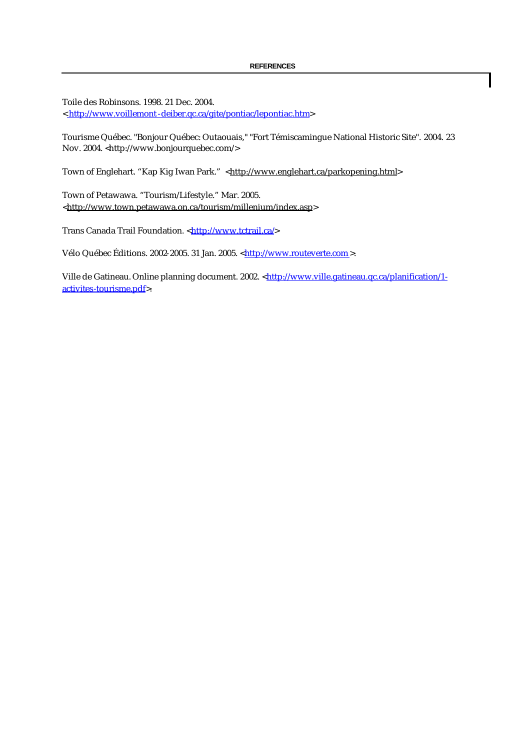**REFERENCES**

Toile des Robinsons. 1998. 21 Dec. 2004.
<http://www.voillemont-deiber.qc.ca/gite/pontiac/lepontiac.htm>

Tourisme Québec. "Bonjour Québec: Outaouais," "Fort Témiscamingue National Historic Site". 2004. 23 Nov. 2004. <http://www.bonjourquebec.com/>

Town of Englehart. "Kap Kig Iwan Park." <http://www.englehart.ca/parkopening.html>

Town of Petawawa. "Tourism/Lifestyle." Mar. 2005.
<http://www.town.petawawa.on.ca/tourism/millenium/index.asp>

Trans Canada Trail Foundation. <http://www.tctrail.ca/>

Vélo Québec Éditions. 2002-2005. 31 Jan. 2005. <http://www.routeverte.com >.

Ville de Gatineau. Online planning document. 2002. <http://www.ville.gatineau.qc.ca/planification/1-activites-tourisme.pdf>.